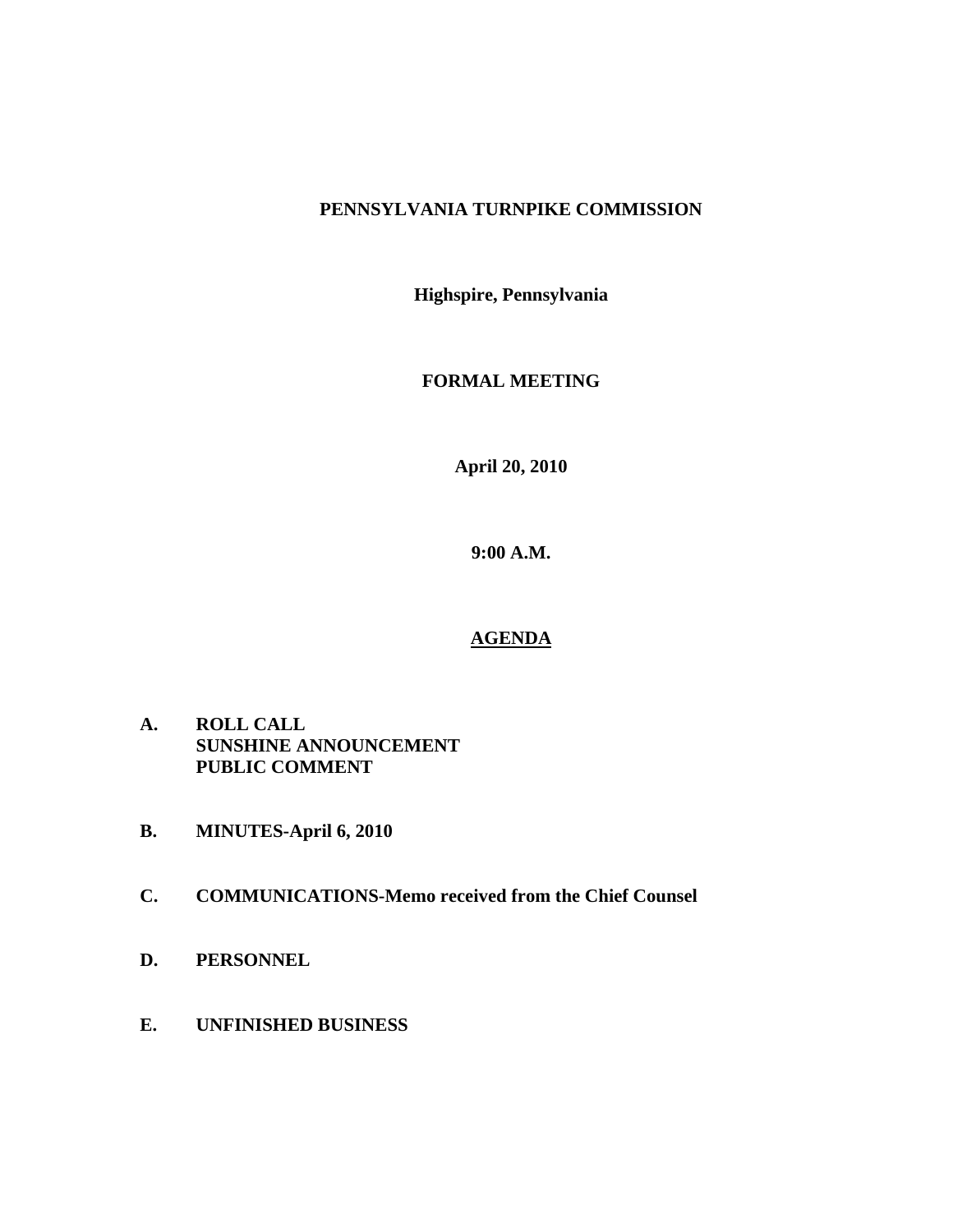# PENNSYLVANIA TURNPIKE COMMISSION

**Highspire, Pennsylvania**

**FORMAL MEETING**

**April 20, 2010**

**9:00 A.M.**

## AGENDA

**A. ROLL CALL**
**SUNSHINE ANNOUNCEMENT**
**PUBLIC COMMENT**

**B. MINUTES-April 6, 2010**

**C. COMMUNICATIONS-Memo received from the Chief Counsel**

**D. PERSONNEL**

**E. UNFINISHED BUSINESS**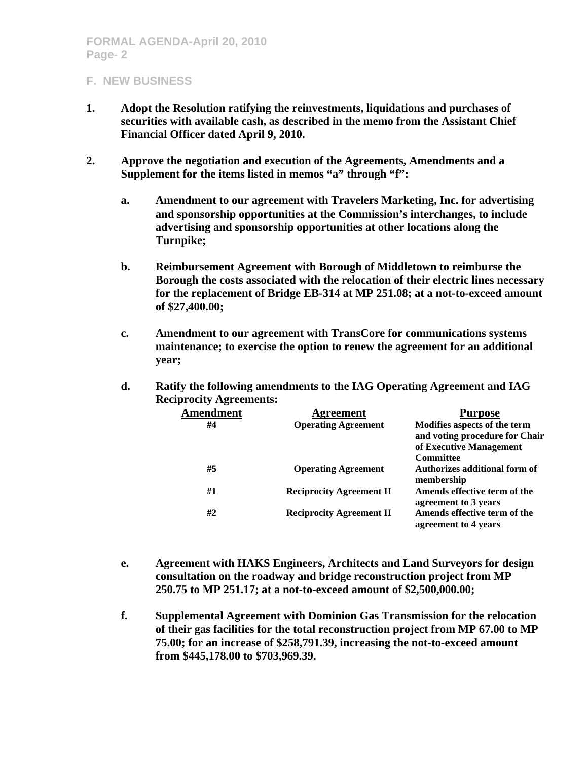## F. NEW BUSINESS

1. **Adopt the Resolution ratifying the reinvestments, liquidations and purchases of securities with available cash, as described in the memo from the Assistant Chief Financial Officer dated April 9, 2010.**

2. **Approve the negotiation and execution of the Agreements, Amendments and a Supplement for the items listed in memos "a" through "f":**

   a. **Amendment to our agreement with Travelers Marketing, Inc. for advertising and sponsorship opportunities at the Commission's interchanges, to include advertising and sponsorship opportunities at other locations along the Turnpike;**

   b. **Reimbursement Agreement with Borough of Middletown to reimburse the Borough the costs associated with the relocation of their electric lines necessary for the replacement of Bridge EB-314 at MP 251.08; at a not-to-exceed amount of $27,400.00;**

   c. **Amendment to our agreement with TransCore for communications systems maintenance; to exercise the option to renew the agreement for an additional year;**

   d. **Ratify the following amendments to the IAG Operating Agreement and IAG Reciprocity Agreements:**

| Amendment | Agreement | Purpose |
|---|---|---|
| #4 | Operating Agreement | Modifies aspects of the term and voting procedure for Chair of Executive Management Committee |
| #5 | Operating Agreement | Authorizes additional form of membership |
| #1 | Reciprocity Agreement II | Amends effective term of the agreement to 3 years |
| #2 | Reciprocity Agreement II | Amends effective term of the agreement to 4 years |

   e. **Agreement with HAKS Engineers, Architects and Land Surveyors for design consultation on the roadway and bridge reconstruction project from MP 250.75 to MP 251.17; at a not-to-exceed amount of $2,500,000.00;**

   f. **Supplemental Agreement with Dominion Gas Transmission for the relocation of their gas facilities for the total reconstruction project from MP 67.00 to MP 75.00; for an increase of $258,791.39, increasing the not-to-exceed amount from $445,178.00 to $703,969.39.**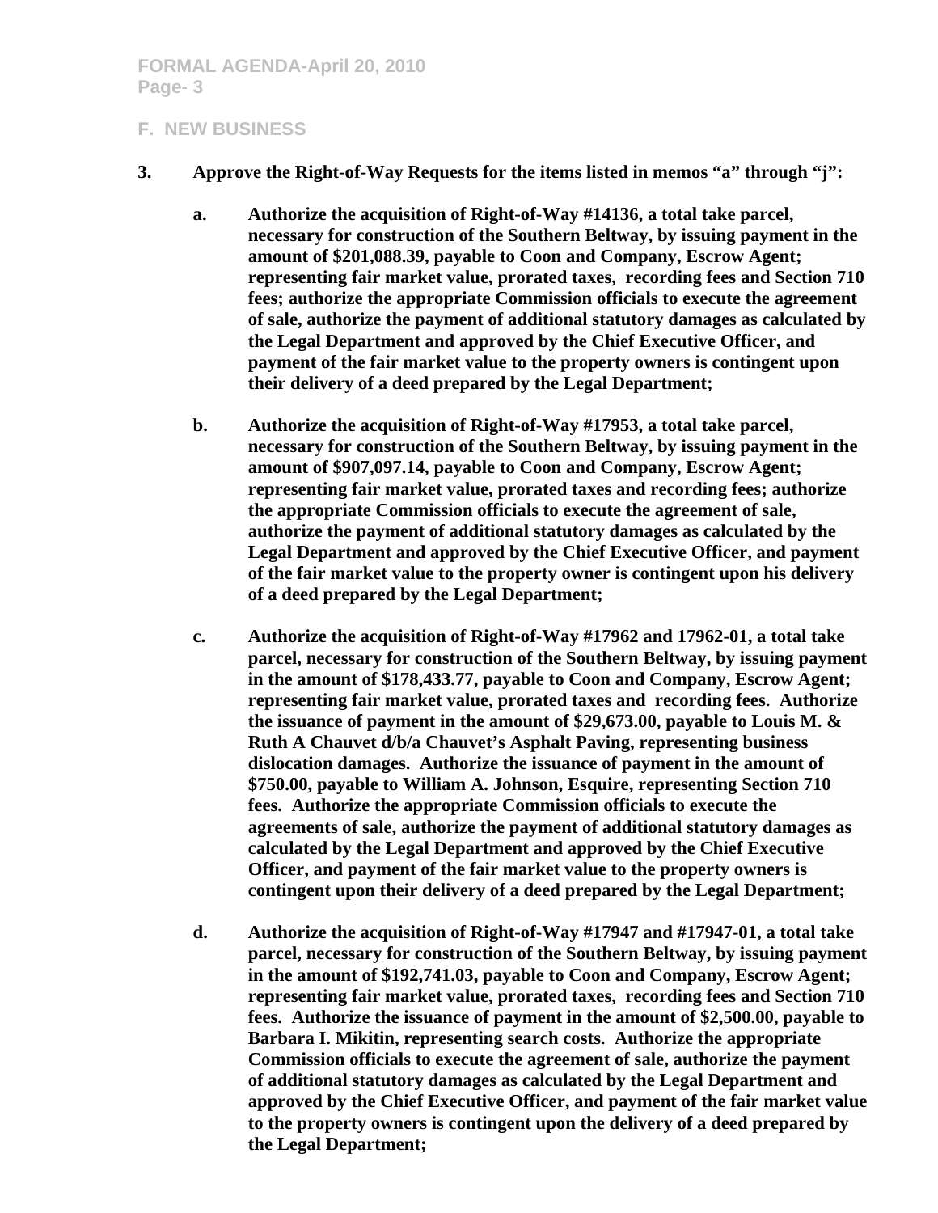## F. NEW BUSINESS

**3. Approve the Right-of-Way Requests for the items listed in memos "a" through "j":**

**a. Authorize the acquisition of Right-of-Way #14136, a total take parcel, necessary for construction of the Southern Beltway, by issuing payment in the amount of $201,088.39, payable to Coon and Company, Escrow Agent; representing fair market value, prorated taxes, recording fees and Section 710 fees; authorize the appropriate Commission officials to execute the agreement of sale, authorize the payment of additional statutory damages as calculated by the Legal Department and approved by the Chief Executive Officer, and payment of the fair market value to the property owners is contingent upon their delivery of a deed prepared by the Legal Department;**

**b. Authorize the acquisition of Right-of-Way #17953, a total take parcel, necessary for construction of the Southern Beltway, by issuing payment in the amount of $907,097.14, payable to Coon and Company, Escrow Agent; representing fair market value, prorated taxes and recording fees; authorize the appropriate Commission officials to execute the agreement of sale, authorize the payment of additional statutory damages as calculated by the Legal Department and approved by the Chief Executive Officer, and payment of the fair market value to the property owner is contingent upon his delivery of a deed prepared by the Legal Department;**

**c. Authorize the acquisition of Right-of-Way #17962 and 17962-01, a total take parcel, necessary for construction of the Southern Beltway, by issuing payment in the amount of $178,433.77, payable to Coon and Company, Escrow Agent; representing fair market value, prorated taxes and recording fees. Authorize the issuance of payment in the amount of $29,673.00, payable to Louis M. & Ruth A Chauvet d/b/a Chauvet's Asphalt Paving, representing business dislocation damages. Authorize the issuance of payment in the amount of $750.00, payable to William A. Johnson, Esquire, representing Section 710 fees. Authorize the appropriate Commission officials to execute the agreements of sale, authorize the payment of additional statutory damages as calculated by the Legal Department and approved by the Chief Executive Officer, and payment of the fair market value to the property owners is contingent upon their delivery of a deed prepared by the Legal Department;**

**d. Authorize the acquisition of Right-of-Way #17947 and #17947-01, a total take parcel, necessary for construction of the Southern Beltway, by issuing payment in the amount of $192,741.03, payable to Coon and Company, Escrow Agent; representing fair market value, prorated taxes, recording fees and Section 710 fees. Authorize the issuance of payment in the amount of $2,500.00, payable to Barbara I. Mikitin, representing search costs. Authorize the appropriate Commission officials to execute the agreement of sale, authorize the payment of additional statutory damages as calculated by the Legal Department and approved by the Chief Executive Officer, and payment of the fair market value to the property owners is contingent upon the delivery of a deed prepared by the Legal Department;**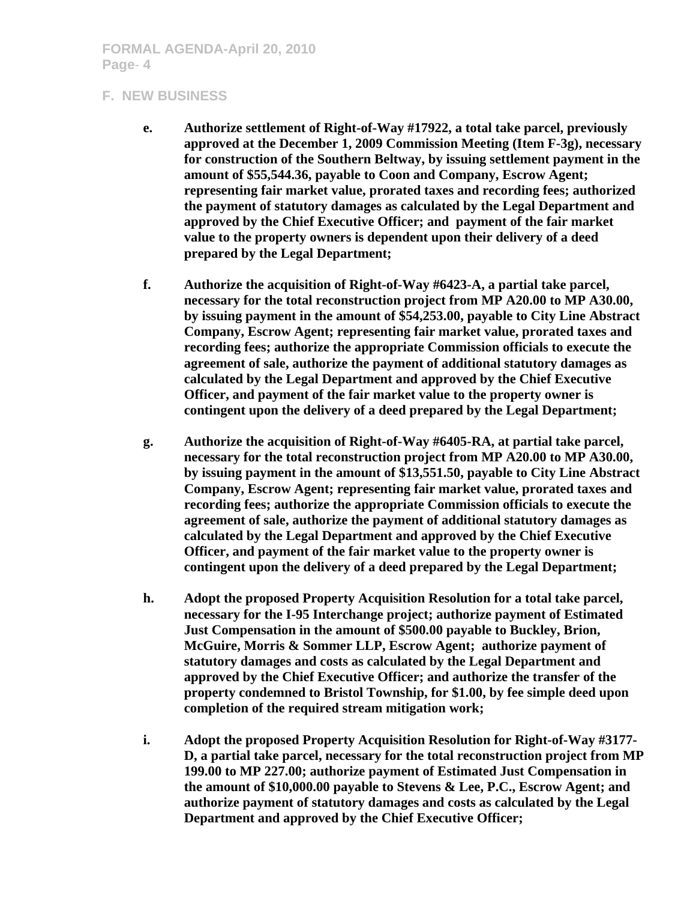## F. NEW BUSINESS

**e. Authorize settlement of Right-of-Way #17922, a total take parcel, previously approved at the December 1, 2009 Commission Meeting (Item F-3g), necessary for construction of the Southern Beltway, by issuing settlement payment in the amount of $55,544.36, payable to Coon and Company, Escrow Agent; representing fair market value, prorated taxes and recording fees; authorized the payment of statutory damages as calculated by the Legal Department and approved by the Chief Executive Officer; and payment of the fair market value to the property owners is dependent upon their delivery of a deed prepared by the Legal Department;**

**f. Authorize the acquisition of Right-of-Way #6423-A, a partial take parcel, necessary for the total reconstruction project from MP A20.00 to MP A30.00, by issuing payment in the amount of $54,253.00, payable to City Line Abstract Company, Escrow Agent; representing fair market value, prorated taxes and recording fees; authorize the appropriate Commission officials to execute the agreement of sale, authorize the payment of additional statutory damages as calculated by the Legal Department and approved by the Chief Executive Officer, and payment of the fair market value to the property owner is contingent upon the delivery of a deed prepared by the Legal Department;**

**g. Authorize the acquisition of Right-of-Way #6405-RA, at partial take parcel, necessary for the total reconstruction project from MP A20.00 to MP A30.00, by issuing payment in the amount of $13,551.50, payable to City Line Abstract Company, Escrow Agent; representing fair market value, prorated taxes and recording fees; authorize the appropriate Commission officials to execute the agreement of sale, authorize the payment of additional statutory damages as calculated by the Legal Department and approved by the Chief Executive Officer, and payment of the fair market value to the property owner is contingent upon the delivery of a deed prepared by the Legal Department;**

**h. Adopt the proposed Property Acquisition Resolution for a total take parcel, necessary for the I-95 Interchange project; authorize payment of Estimated Just Compensation in the amount of $500.00 payable to Buckley, Brion, McGuire, Morris & Sommer LLP, Escrow Agent; authorize payment of statutory damages and costs as calculated by the Legal Department and approved by the Chief Executive Officer; and authorize the transfer of the property condemned to Bristol Township, for $1.00, by fee simple deed upon completion of the required stream mitigation work;**

**i. Adopt the proposed Property Acquisition Resolution for Right-of-Way #3177-D, a partial take parcel, necessary for the total reconstruction project from MP 199.00 to MP 227.00; authorize payment of Estimated Just Compensation in the amount of $10,000.00 payable to Stevens & Lee, P.C., Escrow Agent; and authorize payment of statutory damages and costs as calculated by the Legal Department and approved by the Chief Executive Officer;**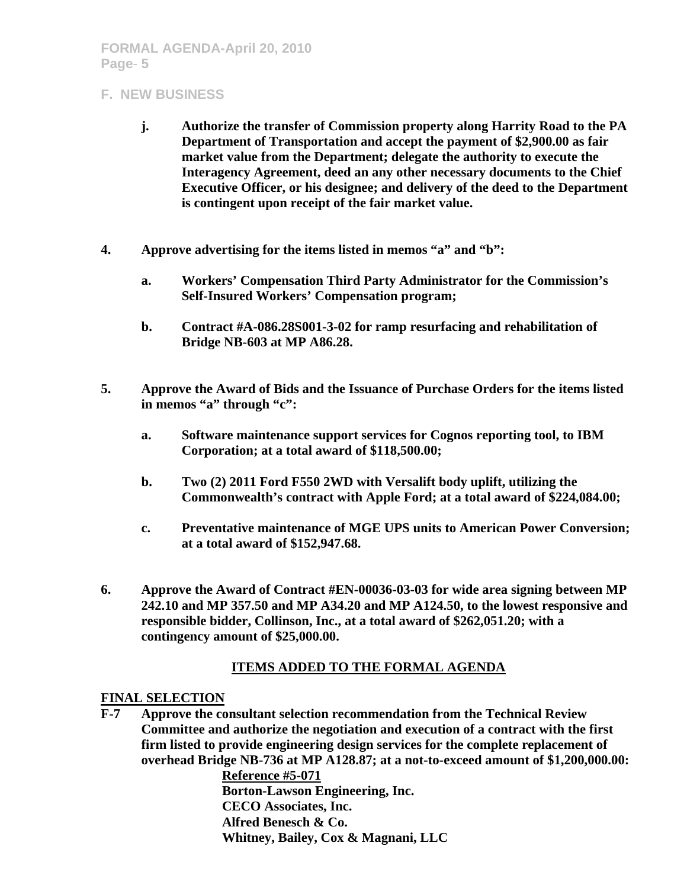## F. NEW BUSINESS

**j. Authorize the transfer of Commission property along Harrity Road to the PA Department of Transportation and accept the payment of $2,900.00 as fair market value from the Department; delegate the authority to execute the Interagency Agreement, deed an any other necessary documents to the Chief Executive Officer, or his designee; and delivery of the deed to the Department is contingent upon receipt of the fair market value.**

**4. Approve advertising for the items listed in memos "a" and "b":**

**a. Workers' Compensation Third Party Administrator for the Commission's Self-Insured Workers' Compensation program;**

**b. Contract #A-086.28S001-3-02 for ramp resurfacing and rehabilitation of Bridge NB-603 at MP A86.28.**

**5. Approve the Award of Bids and the Issuance of Purchase Orders for the items listed in memos "a" through "c":**

**a. Software maintenance support services for Cognos reporting tool, to IBM Corporation; at a total award of $118,500.00;**

**b. Two (2) 2011 Ford F550 2WD with Versalift body uplift, utilizing the Commonwealth's contract with Apple Ford; at a total award of $224,084.00;**

**c. Preventative maintenance of MGE UPS units to American Power Conversion; at a total award of $152,947.68.**

**6. Approve the Award of Contract #EN-00036-03-03 for wide area signing between MP 242.10 and MP 357.50 and MP A34.20 and MP A124.50, to the lowest responsive and responsible bidder, Collinson, Inc., at a total award of $262,051.20; with a contingency amount of $25,000.00.**

## ITEMS ADDED TO THE FORMAL AGENDA

### FINAL SELECTION

**F-7 Approve the consultant selection recommendation from the Technical Review Committee and authorize the negotiation and execution of a contract with the first firm listed to provide engineering design services for the complete replacement of overhead Bridge NB-736 at MP A128.87; at a not-to-exceed amount of $1,200,000.00:**

**Reference #5-071**
**Borton-Lawson Engineering, Inc.**
**CECO Associates, Inc.**
**Alfred Benesch & Co.**
**Whitney, Bailey, Cox & Magnani, LLC**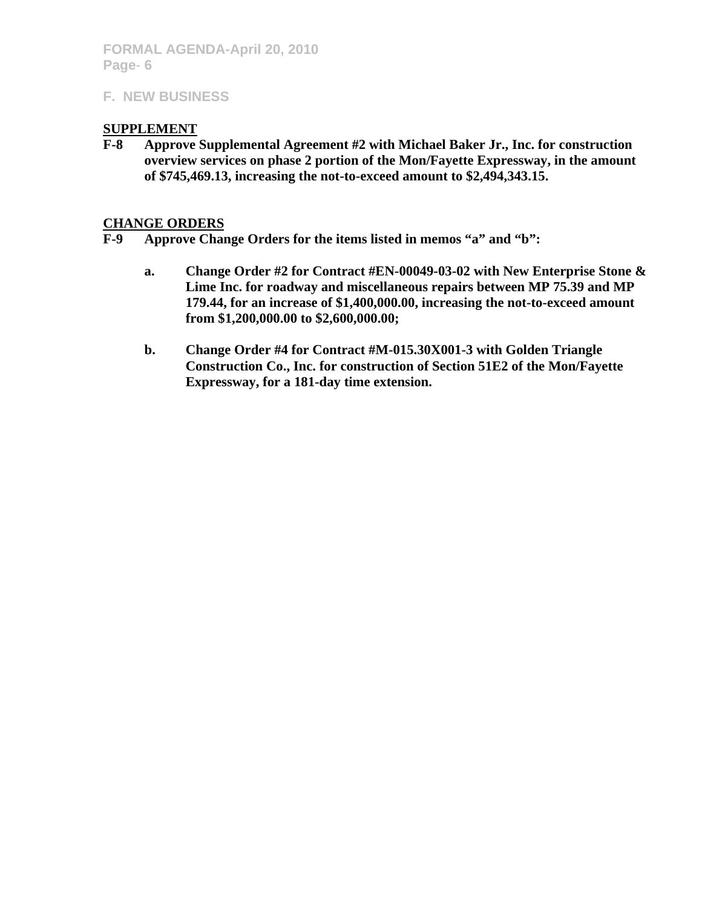## F. NEW BUSINESS

**SUPPLEMENT**

**F-8 Approve Supplemental Agreement #2 with Michael Baker Jr., Inc. for construction overview services on phase 2 portion of the Mon/Fayette Expressway, in the amount of $745,469.13, increasing the not-to-exceed amount to $2,494,343.15.**

**CHANGE ORDERS**

**F-9 Approve Change Orders for the items listed in memos "a" and "b":**

**a. Change Order #2 for Contract #EN-00049-03-02 with New Enterprise Stone & Lime Inc. for roadway and miscellaneous repairs between MP 75.39 and MP 179.44, for an increase of $1,400,000.00, increasing the not-to-exceed amount from $1,200,000.00 to $2,600,000.00;**

**b. Change Order #4 for Contract #M-015.30X001-3 with Golden Triangle Construction Co., Inc. for construction of Section 51E2 of the Mon/Fayette Expressway, for a 181-day time extension.**